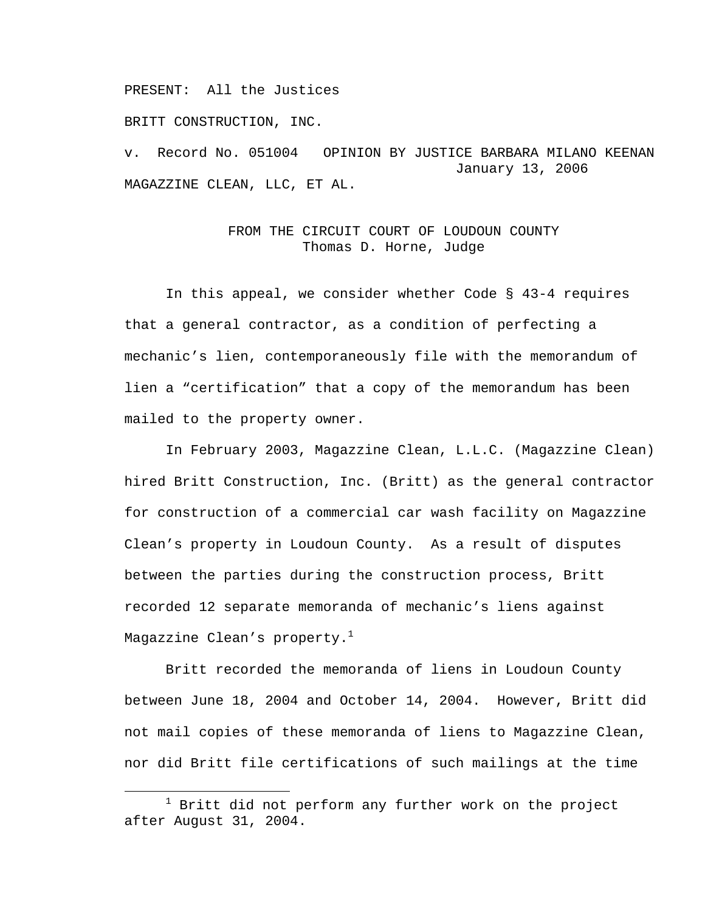PRESENT: All the Justices

BRITT CONSTRUCTION, INC.

v. Record No. 051004 OPINION BY JUSTICE BARBARA MILANO KEENAN
January 13, 2006

MAGAZZINE CLEAN, LLC, ET AL.

FROM THE CIRCUIT COURT OF LOUDOUN COUNTY
Thomas D. Horne, Judge

In this appeal, we consider whether Code § 43-4 requires that a general contractor, as a condition of perfecting a mechanic's lien, contemporaneously file with the memorandum of lien a "certification" that a copy of the memorandum has been mailed to the property owner.

In February 2003, Magazzine Clean, L.L.C. (Magazzine Clean) hired Britt Construction, Inc. (Britt) as the general contractor for construction of a commercial car wash facility on Magazzine Clean's property in Loudoun County. As a result of disputes between the parties during the construction process, Britt recorded 12 separate memoranda of mechanic's liens against Magazzine Clean's property.[1]

Britt recorded the memoranda of liens in Loudoun County between June 18, 2004 and October 14, 2004. However, Britt did not mail copies of these memoranda of liens to Magazzine Clean, nor did Britt file certifications of such mailings at the time

[1] Britt did not perform any further work on the project after August 31, 2004.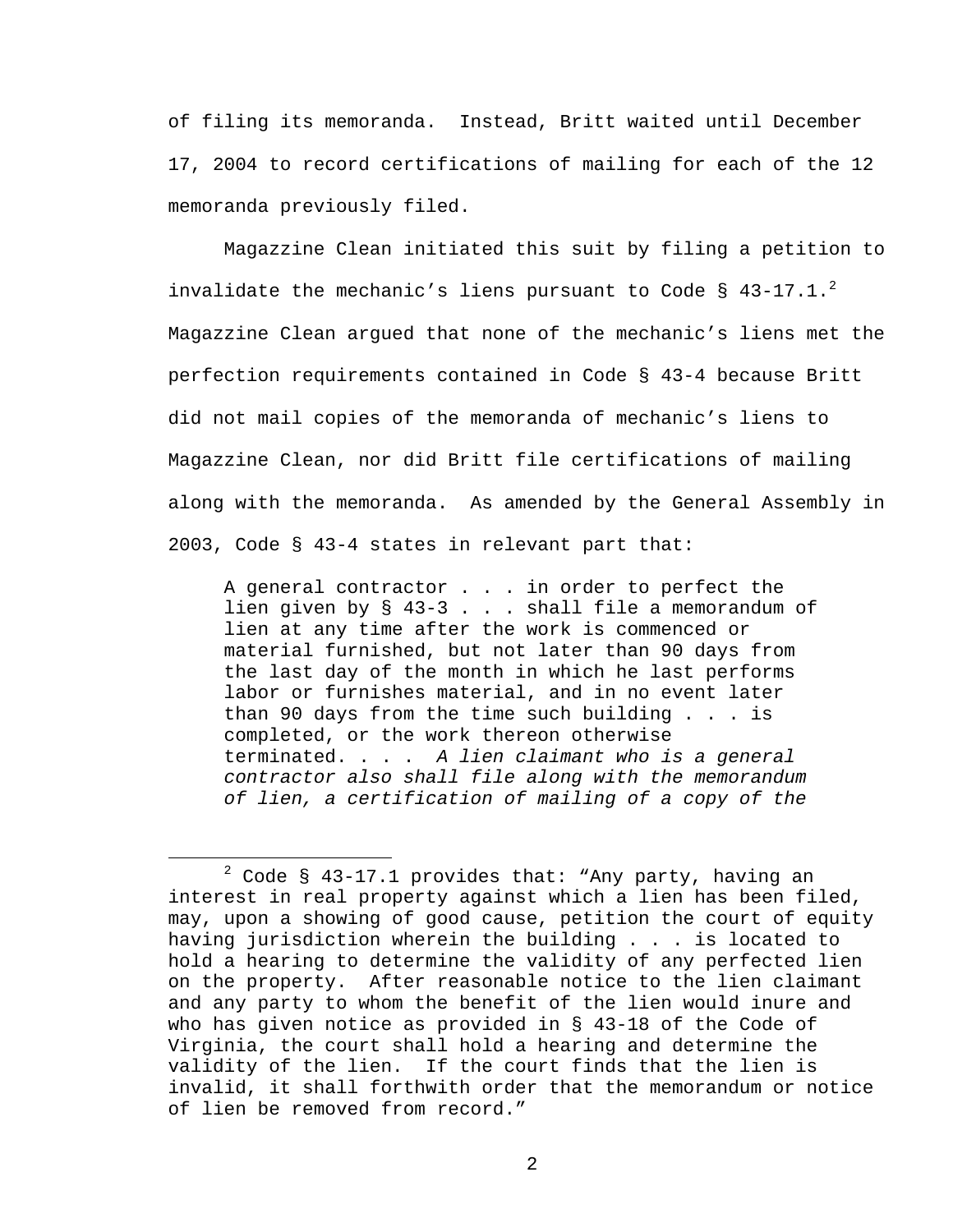of filing its memoranda. Instead, Britt waited until December 17, 2004 to record certifications of mailing for each of the 12 memoranda previously filed.

Magazzine Clean initiated this suit by filing a petition to invalidate the mechanic's liens pursuant to Code § 43-17.1.[2] Magazzine Clean argued that none of the mechanic's liens met the perfection requirements contained in Code § 43-4 because Britt did not mail copies of the memoranda of mechanic's liens to Magazzine Clean, nor did Britt file certifications of mailing along with the memoranda. As amended by the General Assembly in 2003, Code § 43-4 states in relevant part that:

> A general contractor . . . in order to perfect the lien given by § 43-3 . . . shall file a memorandum of lien at any time after the work is commenced or material furnished, but not later than 90 days from the last day of the month in which he last performs labor or furnishes material, and in no event later than 90 days from the time such building . . . is completed, or the work thereon otherwise terminated. . . . *A lien claimant who is a general contractor also shall file along with the memorandum of lien, a certification of mailing of a copy of the*

---

[2] Code § 43-17.1 provides that: "Any party, having an interest in real property against which a lien has been filed, may, upon a showing of good cause, petition the court of equity having jurisdiction wherein the building . . . is located to hold a hearing to determine the validity of any perfected lien on the property. After reasonable notice to the lien claimant and any party to whom the benefit of the lien would inure and who has given notice as provided in § 43-18 of the Code of Virginia, the court shall hold a hearing and determine the validity of the lien. If the court finds that the lien is invalid, it shall forthwith order that the memorandum or notice of lien be removed from record."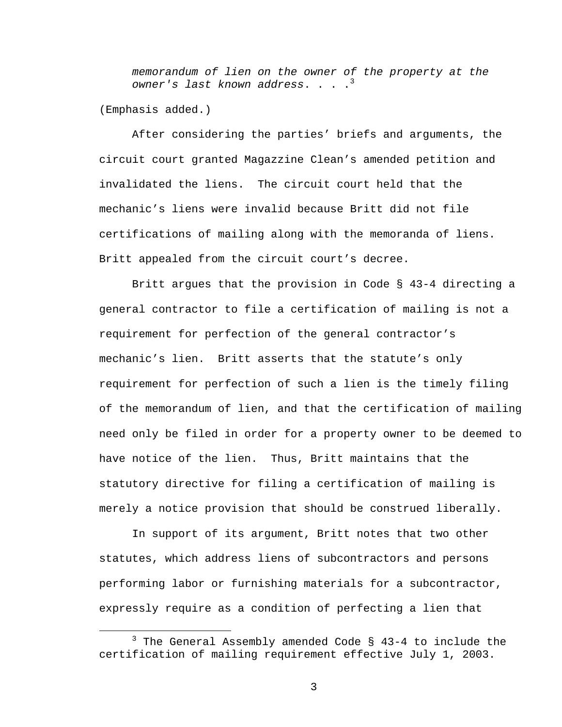*memorandum of lien on the owner of the property at the owner's last known address. . . .*[3]

(Emphasis added.)

After considering the parties' briefs and arguments, the circuit court granted Magazzine Clean's amended petition and invalidated the liens. The circuit court held that the mechanic's liens were invalid because Britt did not file certifications of mailing along with the memoranda of liens. Britt appealed from the circuit court's decree.

Britt argues that the provision in Code § 43-4 directing a general contractor to file a certification of mailing is not a requirement for perfection of the general contractor's mechanic's lien. Britt asserts that the statute's only requirement for perfection of such a lien is the timely filing of the memorandum of lien, and that the certification of mailing need only be filed in order for a property owner to be deemed to have notice of the lien. Thus, Britt maintains that the statutory directive for filing a certification of mailing is merely a notice provision that should be construed liberally.

In support of its argument, Britt notes that two other statutes, which address liens of subcontractors and persons performing labor or furnishing materials for a subcontractor, expressly require as a condition of perfecting a lien that

[3] The General Assembly amended Code § 43-4 to include the certification of mailing requirement effective July 1, 2003.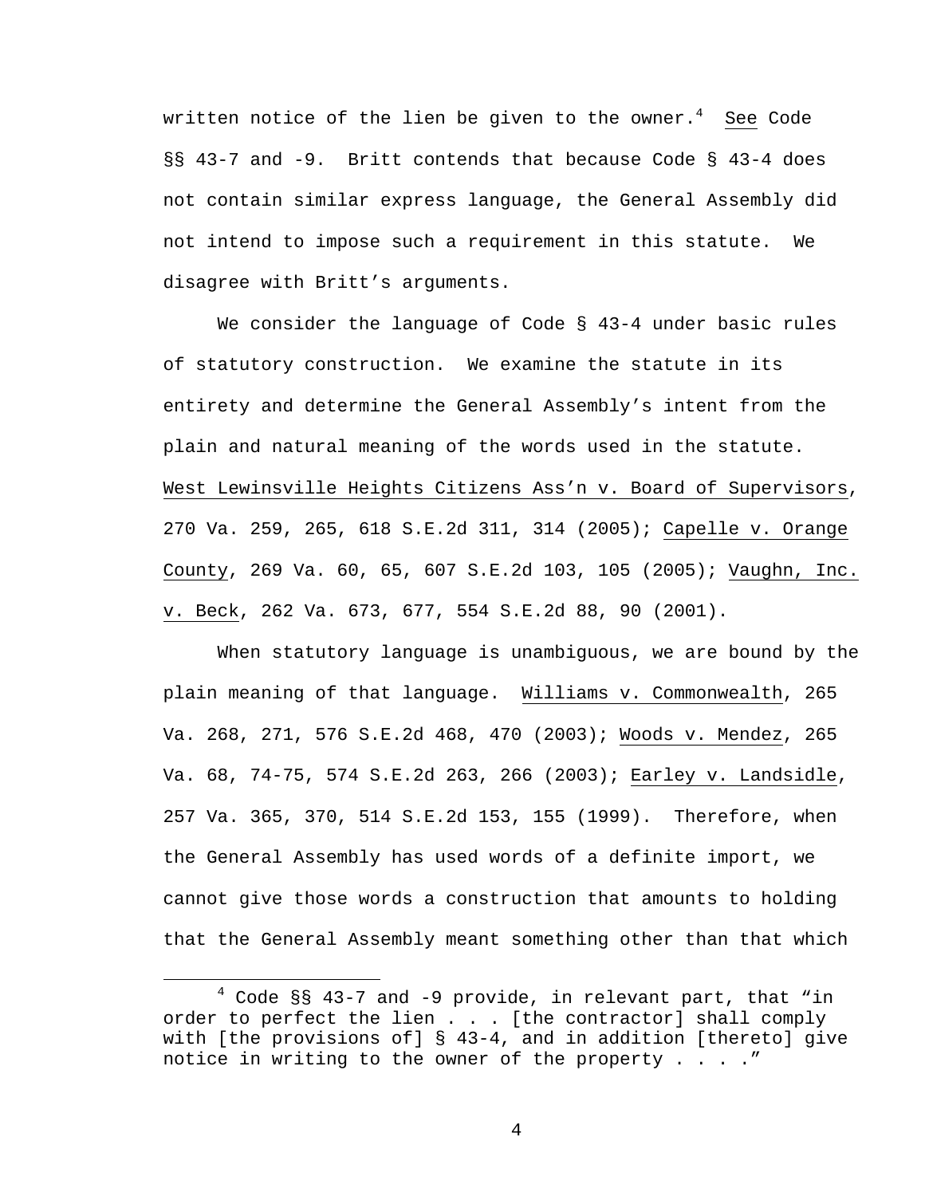written notice of the lien be given to the owner.[4] See Code §§ 43-7 and -9. Britt contends that because Code § 43-4 does not contain similar express language, the General Assembly did not intend to impose such a requirement in this statute. We disagree with Britt's arguments.

We consider the language of Code § 43-4 under basic rules of statutory construction. We examine the statute in its entirety and determine the General Assembly's intent from the plain and natural meaning of the words used in the statute. West Lewinsville Heights Citizens Ass'n v. Board of Supervisors, 270 Va. 259, 265, 618 S.E.2d 311, 314 (2005); Capelle v. Orange County, 269 Va. 60, 65, 607 S.E.2d 103, 105 (2005); Vaughn, Inc. v. Beck, 262 Va. 673, 677, 554 S.E.2d 88, 90 (2001).

When statutory language is unambiguous, we are bound by the plain meaning of that language. Williams v. Commonwealth, 265 Va. 268, 271, 576 S.E.2d 468, 470 (2003); Woods v. Mendez, 265 Va. 68, 74-75, 574 S.E.2d 263, 266 (2003); Earley v. Landsidle, 257 Va. 365, 370, 514 S.E.2d 153, 155 (1999). Therefore, when the General Assembly has used words of a definite import, we cannot give those words a construction that amounts to holding that the General Assembly meant something other than that which

[4] Code §§ 43-7 and -9 provide, in relevant part, that "in order to perfect the lien . . . [the contractor] shall comply with [the provisions of] § 43-4, and in addition [thereto] give notice in writing to the owner of the property . . . ."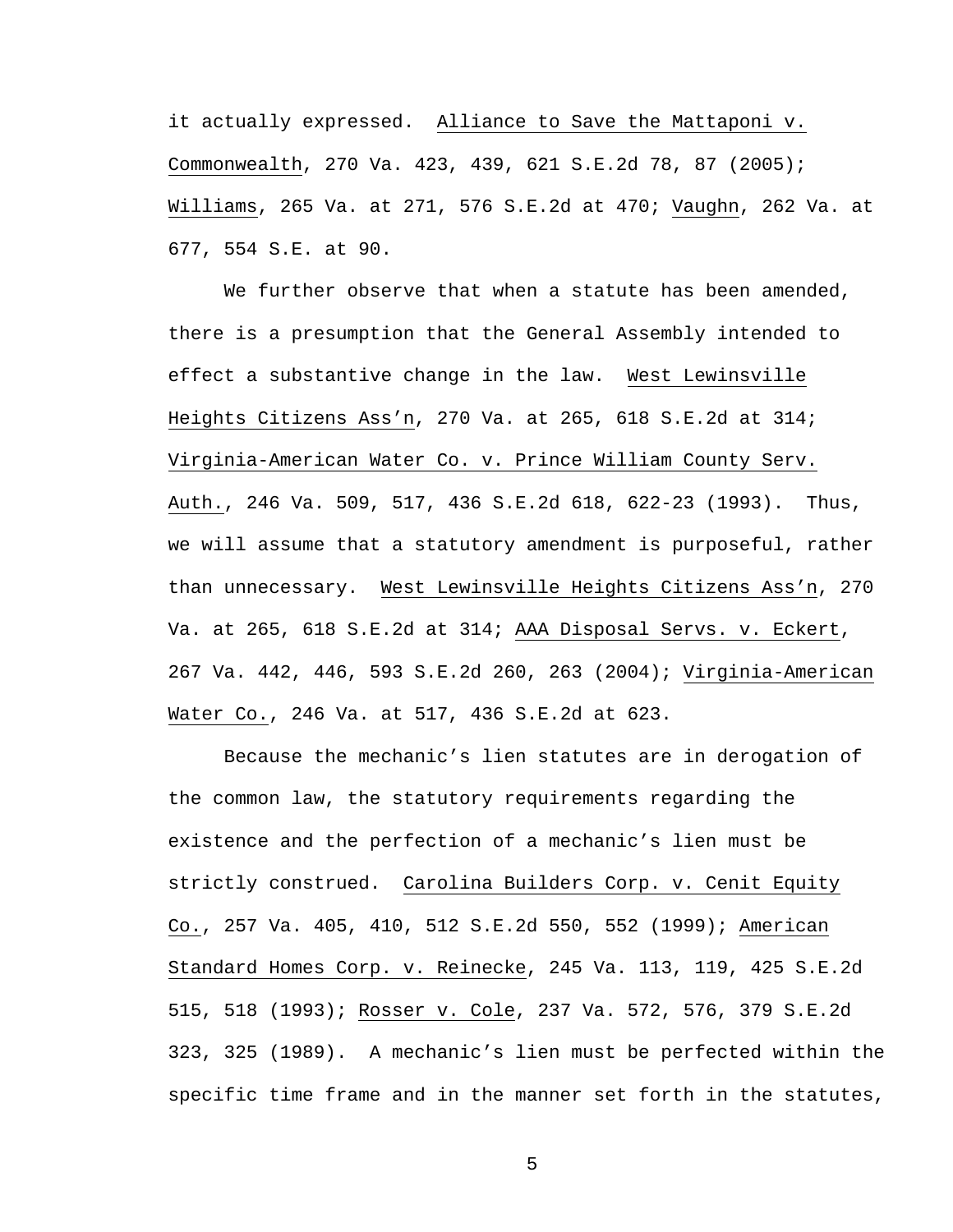it actually expressed. Alliance to Save the Mattaponi v. Commonwealth, 270 Va. 423, 439, 621 S.E.2d 78, 87 (2005); Williams, 265 Va. at 271, 576 S.E.2d at 470; Vaughn, 262 Va. at 677, 554 S.E. at 90.

We further observe that when a statute has been amended, there is a presumption that the General Assembly intended to effect a substantive change in the law. West Lewinsville Heights Citizens Ass'n, 270 Va. at 265, 618 S.E.2d at 314; Virginia-American Water Co. v. Prince William County Serv. Auth., 246 Va. 509, 517, 436 S.E.2d 618, 622-23 (1993). Thus, we will assume that a statutory amendment is purposeful, rather than unnecessary. West Lewinsville Heights Citizens Ass'n, 270 Va. at 265, 618 S.E.2d at 314; AAA Disposal Servs. v. Eckert, 267 Va. 442, 446, 593 S.E.2d 260, 263 (2004); Virginia-American Water Co., 246 Va. at 517, 436 S.E.2d at 623.

Because the mechanic's lien statutes are in derogation of the common law, the statutory requirements regarding the existence and the perfection of a mechanic's lien must be strictly construed. Carolina Builders Corp. v. Cenit Equity Co., 257 Va. 405, 410, 512 S.E.2d 550, 552 (1999); American Standard Homes Corp. v. Reinecke, 245 Va. 113, 119, 425 S.E.2d 515, 518 (1993); Rosser v. Cole, 237 Va. 572, 576, 379 S.E.2d 323, 325 (1989). A mechanic's lien must be perfected within the specific time frame and in the manner set forth in the statutes,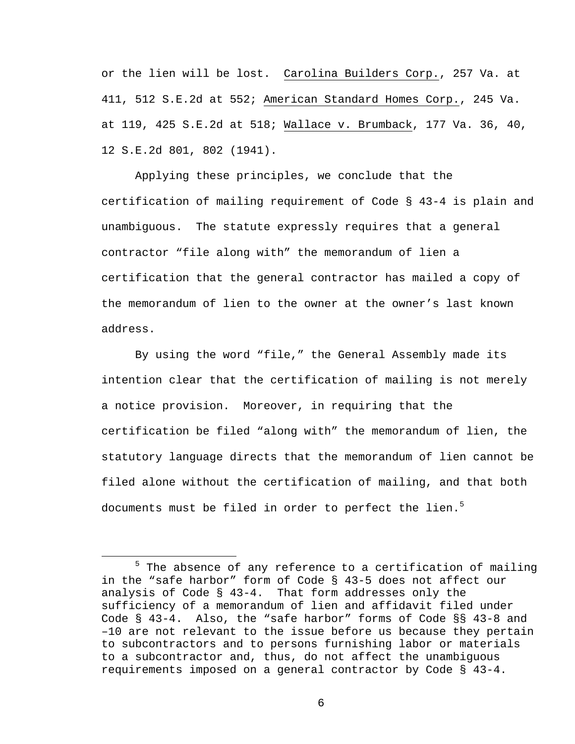or the lien will be lost. Carolina Builders Corp., 257 Va. at 411, 512 S.E.2d at 552; American Standard Homes Corp., 245 Va. at 119, 425 S.E.2d at 518; Wallace v. Brumback, 177 Va. 36, 40, 12 S.E.2d 801, 802 (1941).

Applying these principles, we conclude that the certification of mailing requirement of Code § 43-4 is plain and unambiguous. The statute expressly requires that a general contractor "file along with" the memorandum of lien a certification that the general contractor has mailed a copy of the memorandum of lien to the owner at the owner's last known address.

By using the word "file," the General Assembly made its intention clear that the certification of mailing is not merely a notice provision. Moreover, in requiring that the certification be filed "along with" the memorandum of lien, the statutory language directs that the memorandum of lien cannot be filed alone without the certification of mailing, and that both documents must be filed in order to perfect the lien.[5]

---

[5] The absence of any reference to a certification of mailing in the "safe harbor" form of Code § 43-5 does not affect our analysis of Code § 43-4. That form addresses only the sufficiency of a memorandum of lien and affidavit filed under Code § 43-4. Also, the "safe harbor" forms of Code §§ 43-8 and –10 are not relevant to the issue before us because they pertain to subcontractors and to persons furnishing labor or materials to a subcontractor and, thus, do not affect the unambiguous requirements imposed on a general contractor by Code § 43-4.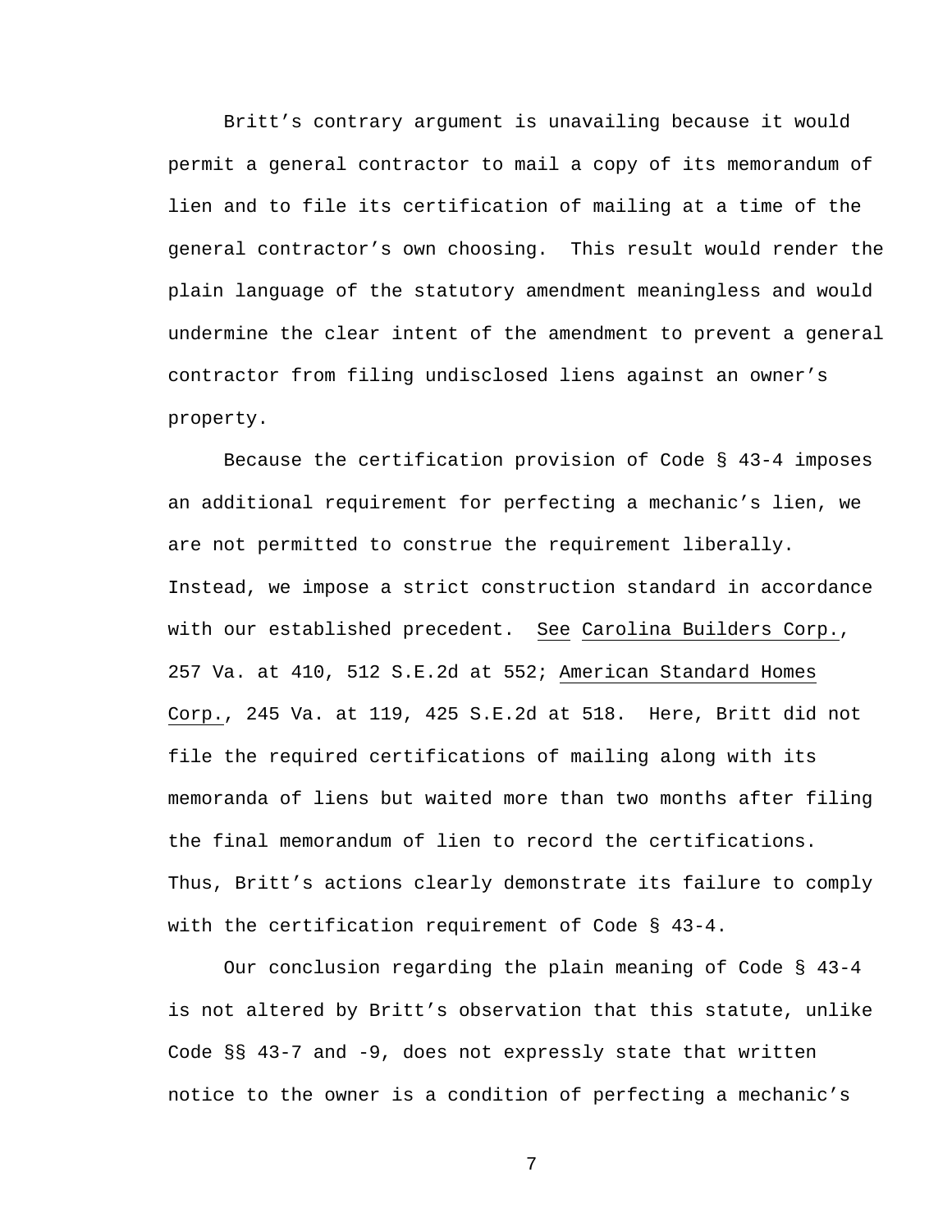Britt's contrary argument is unavailing because it would permit a general contractor to mail a copy of its memorandum of lien and to file its certification of mailing at a time of the general contractor's own choosing. This result would render the plain language of the statutory amendment meaningless and would undermine the clear intent of the amendment to prevent a general contractor from filing undisclosed liens against an owner's property.

Because the certification provision of Code § 43-4 imposes an additional requirement for perfecting a mechanic's lien, we are not permitted to construe the requirement liberally. Instead, we impose a strict construction standard in accordance with our established precedent. See Carolina Builders Corp., 257 Va. at 410, 512 S.E.2d at 552; American Standard Homes Corp., 245 Va. at 119, 425 S.E.2d at 518. Here, Britt did not file the required certifications of mailing along with its memoranda of liens but waited more than two months after filing the final memorandum of lien to record the certifications. Thus, Britt's actions clearly demonstrate its failure to comply with the certification requirement of Code § 43-4.

Our conclusion regarding the plain meaning of Code § 43-4 is not altered by Britt's observation that this statute, unlike Code §§ 43-7 and -9, does not expressly state that written notice to the owner is a condition of perfecting a mechanic's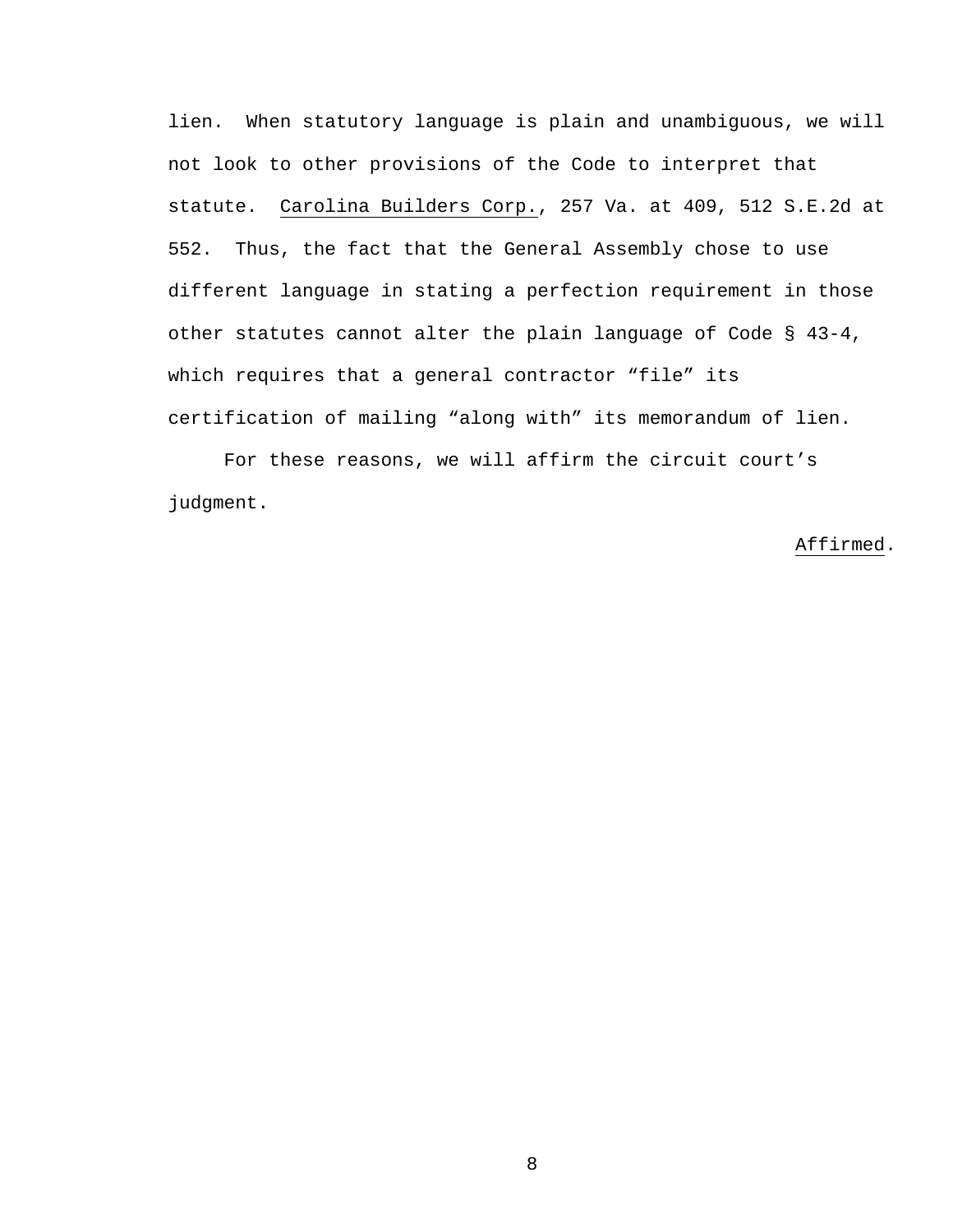lien. When statutory language is plain and unambiguous, we will not look to other provisions of the Code to interpret that statute. Carolina Builders Corp., 257 Va. at 409, 512 S.E.2d at 552. Thus, the fact that the General Assembly chose to use different language in stating a perfection requirement in those other statutes cannot alter the plain language of Code § 43-4, which requires that a general contractor "file" its certification of mailing "along with" its memorandum of lien.

For these reasons, we will affirm the circuit court's judgment.

Affirmed.